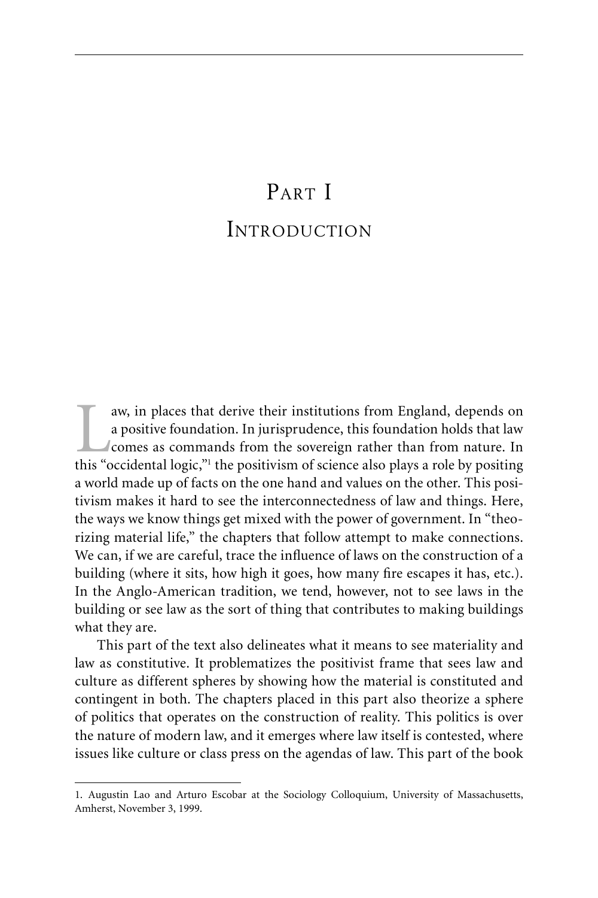# Part I

# Introduction

Law, in places that derive their institutions from England, depends on a positive foundation. In jurisprudence, this foundation holds that law comes as commands from the sovereign rather than from nature. In this "occidental logic,"[1] the positivism of science also plays a role by positing a world made up of facts on the one hand and values on the other. This positivism makes it hard to see the interconnectedness of law and things. Here, the ways we know things get mixed with the power of government. In "theorizing material life," the chapters that follow attempt to make connections. We can, if we are careful, trace the influence of laws on the construction of a building (where it sits, how high it goes, how many fire escapes it has, etc.). In the Anglo-American tradition, we tend, however, not to see laws in the building or see law as the sort of thing that contributes to making buildings what they are.

This part of the text also delineates what it means to see materiality and law as constitutive. It problematizes the positivist frame that sees law and culture as different spheres by showing how the material is constituted and contingent in both. The chapters placed in this part also theorize a sphere of politics that operates on the construction of reality. This politics is over the nature of modern law, and it emerges where law itself is contested, where issues like culture or class press on the agendas of law. This part of the book

1. Augustin Lao and Arturo Escobar at the Sociology Colloquium, University of Massachusetts, Amherst, November 3, 1999.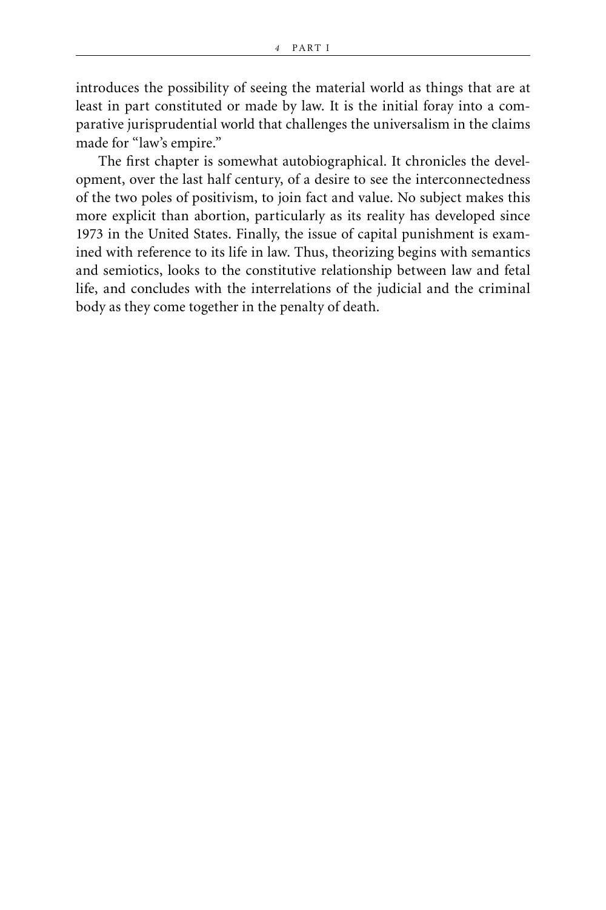introduces the possibility of seeing the material world as things that are at least in part constituted or made by law. It is the initial foray into a comparative jurisprudential world that challenges the universalism in the claims made for "law's empire."

The first chapter is somewhat autobiographical. It chronicles the development, over the last half century, of a desire to see the interconnectedness of the two poles of positivism, to join fact and value. No subject makes this more explicit than abortion, particularly as its reality has developed since 1973 in the United States. Finally, the issue of capital punishment is examined with reference to its life in law. Thus, theorizing begins with semantics and semiotics, looks to the constitutive relationship between law and fetal life, and concludes with the interrelations of the judicial and the criminal body as they come together in the penalty of death.